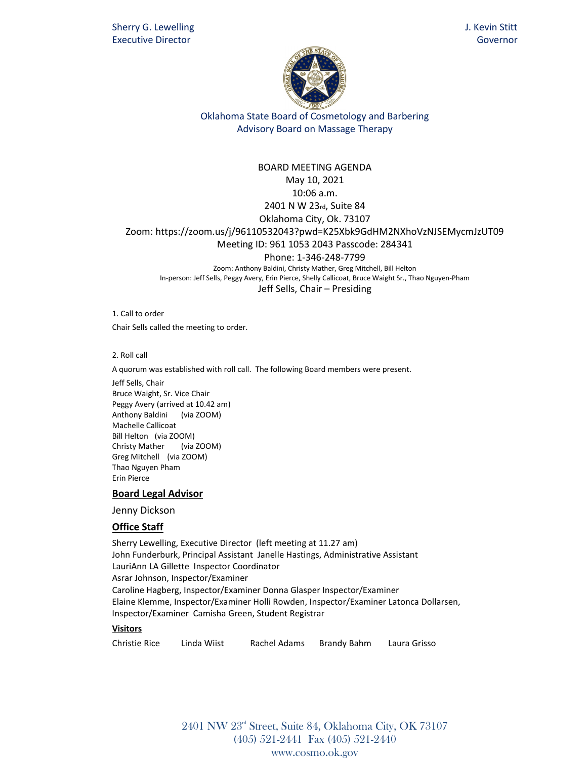Sherry G. Lewelling
Executive Director

J. Kevin Stitt
Governor

Oklahoma State Board of Cosmetology and Barbering
Advisory Board on Massage Therapy

BOARD MEETING AGENDA
May 10, 2021
10:06 a.m.
2401 N W 23rd, Suite 84
Oklahoma City, Ok. 73107
Zoom: https://zoom.us/j/96110532043?pwd=K25Xbk9GdHM2NXhoVzNJSEMycmJzUT09
Meeting ID: 961 1053 2043 Passcode: 284341
Phone: 1-346-248-7799
Zoom: Anthony Baldini, Christy Mather, Greg Mitchell, Bill Helton
In-person: Jeff Sells, Peggy Avery, Erin Pierce, Shelly Callicoat, Bruce Waight Sr., Thao Nguyen-Pham
Jeff Sells, Chair – Presiding

1. Call to order

Chair Sells called the meeting to order.

2. Roll call

A quorum was established with roll call. The following Board members were present.

Jeff Sells, Chair
Bruce Waight, Sr. Vice Chair
Peggy Avery (arrived at 10.42 am)
Anthony Baldini (via ZOOM)
Machelle Callicoat
Bill Helton (via ZOOM)
Christy Mather (via ZOOM)
Greg Mitchell (via ZOOM)
Thao Nguyen Pham
Erin Pierce

## Board Legal Advisor

Jenny Dickson

## Office Staff

Sherry Lewelling, Executive Director (left meeting at 11.27 am)
John Funderburk, Principal Assistant Janelle Hastings, Administrative Assistant
LauriAnn LA Gillette Inspector Coordinator
Asrar Johnson, Inspector/Examiner
Caroline Hagberg, Inspector/Examiner Donna Glasper Inspector/Examiner
Elaine Klemme, Inspector/Examiner Holli Rowden, Inspector/Examiner Latonca Dollarsen, Inspector/Examiner Camisha Green, Student Registrar

**Visitors**

Christie Rice Linda Wiist Rachel Adams Brandy Bahm Laura Grisso

2401 NW 23rd Street, Suite 84, Oklahoma City, OK 73107
(405) 521-2441 Fax (405) 521-2440
www.cosmo.ok.gov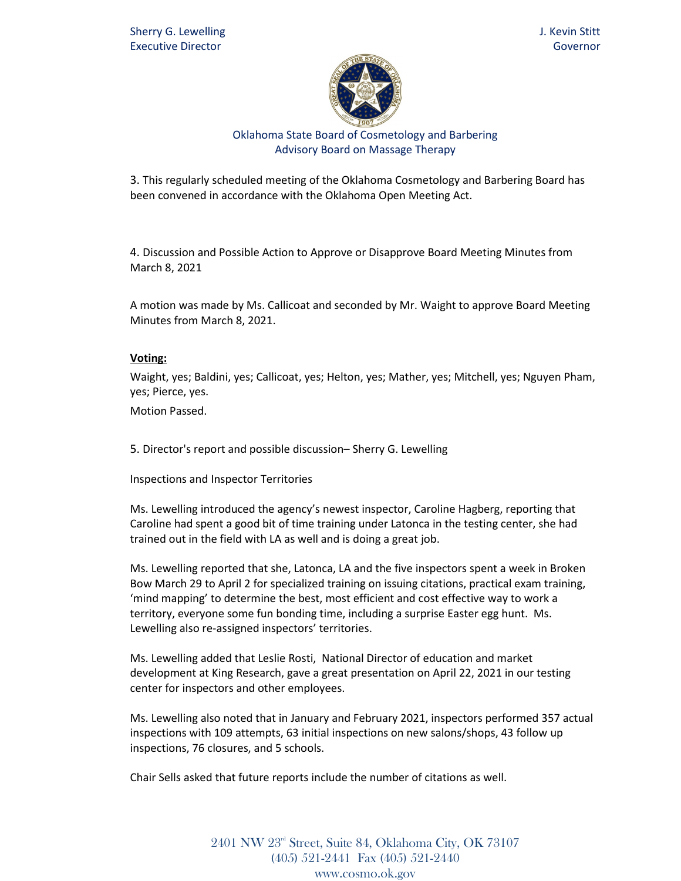3. This regularly scheduled meeting of the Oklahoma Cosmetology and Barbering Board has been convened in accordance with the Oklahoma Open Meeting Act.

4. Discussion and Possible Action to Approve or Disapprove Board Meeting Minutes from March 8, 2021

A motion was made by Ms. Callicoat and seconded by Mr. Waight to approve Board Meeting Minutes from March 8, 2021.

**Voting:**

Waight, yes; Baldini, yes; Callicoat, yes; Helton, yes; Mather, yes; Mitchell, yes; Nguyen Pham, yes; Pierce, yes.

Motion Passed.

5. Director's report and possible discussion– Sherry G. Lewelling

Inspections and Inspector Territories

Ms. Lewelling introduced the agency's newest inspector, Caroline Hagberg, reporting that Caroline had spent a good bit of time training under Latonca in the testing center, she had trained out in the field with LA as well and is doing a great job.

Ms. Lewelling reported that she, Latonca, LA and the five inspectors spent a week in Broken Bow March 29 to April 2 for specialized training on issuing citations, practical exam training, 'mind mapping' to determine the best, most efficient and cost effective way to work a territory, everyone some fun bonding time, including a surprise Easter egg hunt. Ms. Lewelling also re-assigned inspectors' territories.

Ms. Lewelling added that Leslie Rosti, National Director of education and market development at King Research, gave a great presentation on April 22, 2021 in our testing center for inspectors and other employees.

Ms. Lewelling also noted that in January and February 2021, inspectors performed 357 actual inspections with 109 attempts, 63 initial inspections on new salons/shops, 43 follow up inspections, 76 closures, and 5 schools.

Chair Sells asked that future reports include the number of citations as well.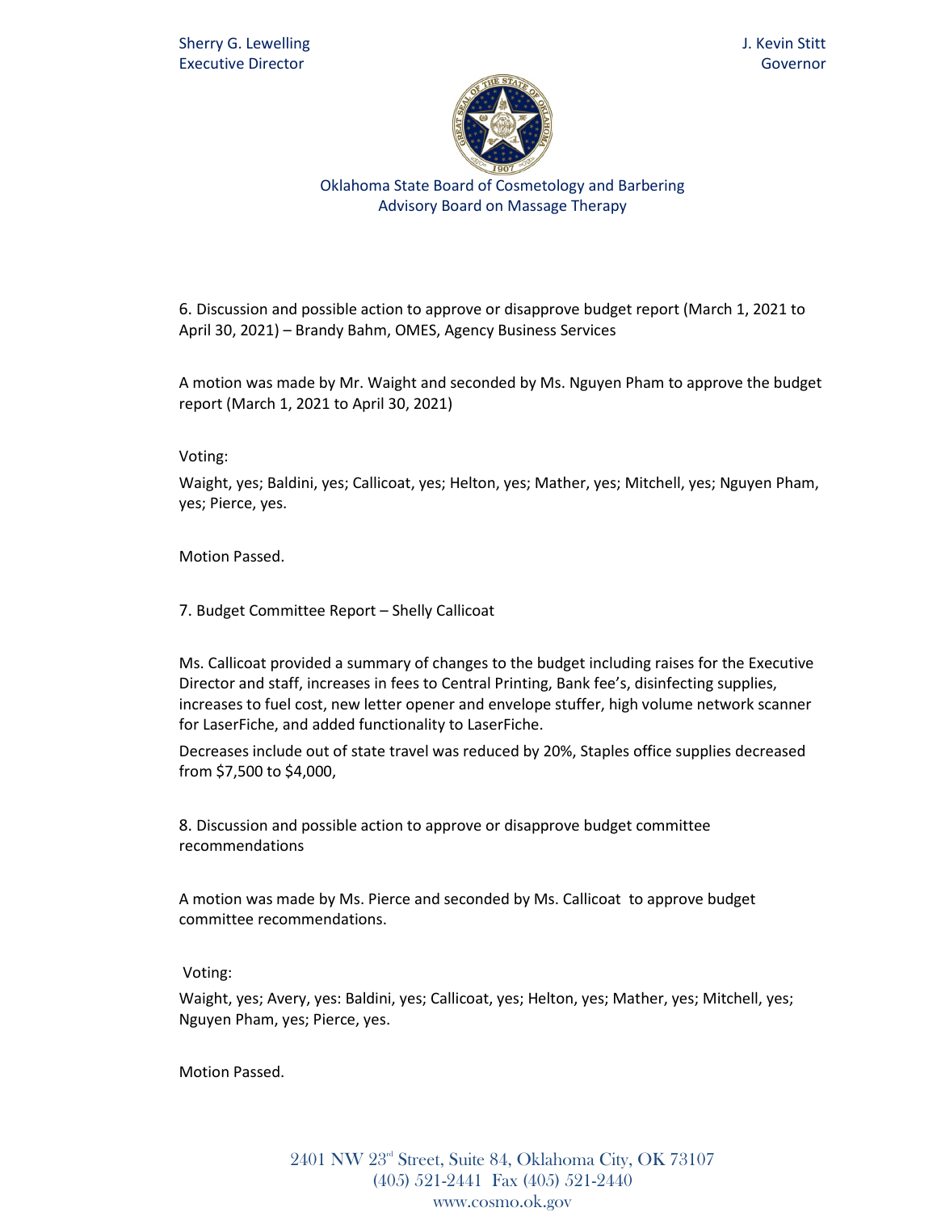Sherry G. Lewelling
Executive Director

J. Kevin Stitt
Governor

Oklahoma State Board of Cosmetology and Barbering
Advisory Board on Massage Therapy

6. Discussion and possible action to approve or disapprove budget report (March 1, 2021 to April 30, 2021) – Brandy Bahm, OMES, Agency Business Services

A motion was made by Mr. Waight and seconded by Ms. Nguyen Pham to approve the budget report (March 1, 2021 to April 30, 2021)

Voting:

Waight, yes; Baldini, yes; Callicoat, yes; Helton, yes; Mather, yes; Mitchell, yes; Nguyen Pham, yes; Pierce, yes.

Motion Passed.

7. Budget Committee Report – Shelly Callicoat

Ms. Callicoat provided a summary of changes to the budget including raises for the Executive Director and staff, increases in fees to Central Printing, Bank fee's, disinfecting supplies, increases to fuel cost, new letter opener and envelope stuffer, high volume network scanner for LaserFiche, and added functionality to LaserFiche.

Decreases include out of state travel was reduced by 20%, Staples office supplies decreased from $7,500 to $4,000,

8. Discussion and possible action to approve or disapprove budget committee recommendations

A motion was made by Ms. Pierce and seconded by Ms. Callicoat to approve budget committee recommendations.

Voting:

Waight, yes; Avery, yes: Baldini, yes; Callicoat, yes; Helton, yes; Mather, yes; Mitchell, yes; Nguyen Pham, yes; Pierce, yes.

Motion Passed.

2401 NW 23rd Street, Suite 84, Oklahoma City, OK 73107
(405) 521-2441 Fax (405) 521-2440
www.cosmo.ok.gov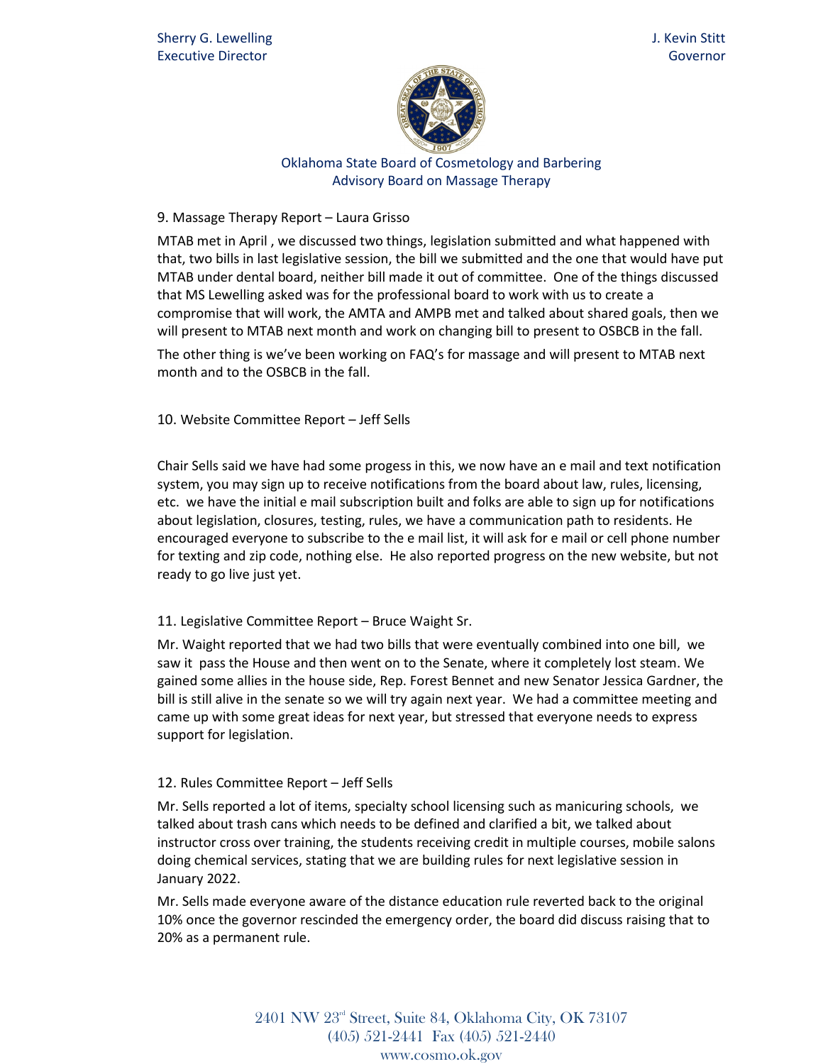Sherry G. Lewelling
Executive Director

J. Kevin Stitt
Governor

Oklahoma State Board of Cosmetology and Barbering
Advisory Board on Massage Therapy

9. Massage Therapy Report – Laura Grisso

MTAB met in April , we discussed two things, legislation submitted and what happened with that, two bills in last legislative session, the bill we submitted and the one that would have put MTAB under dental board, neither bill made it out of committee. One of the things discussed that MS Lewelling asked was for the professional board to work with us to create a compromise that will work, the AMTA and AMPB met and talked about shared goals, then we will present to MTAB next month and work on changing bill to present to OSBCB in the fall.

The other thing is we've been working on FAQ's for massage and will present to MTAB next month and to the OSBCB in the fall.

10. Website Committee Report – Jeff Sells

Chair Sells said we have had some progess in this, we now have an e mail and text notification system, you may sign up to receive notifications from the board about law, rules, licensing, etc. we have the initial e mail subscription built and folks are able to sign up for notifications about legislation, closures, testing, rules, we have a communication path to residents. He encouraged everyone to subscribe to the e mail list, it will ask for e mail or cell phone number for texting and zip code, nothing else. He also reported progress on the new website, but not ready to go live just yet.

11. Legislative Committee Report – Bruce Waight Sr.

Mr. Waight reported that we had two bills that were eventually combined into one bill, we saw it pass the House and then went on to the Senate, where it completely lost steam. We gained some allies in the house side, Rep. Forest Bennet and new Senator Jessica Gardner, the bill is still alive in the senate so we will try again next year. We had a committee meeting and came up with some great ideas for next year, but stressed that everyone needs to express support for legislation.

12. Rules Committee Report – Jeff Sells

Mr. Sells reported a lot of items, specialty school licensing such as manicuring schools, we talked about trash cans which needs to be defined and clarified a bit, we talked about instructor cross over training, the students receiving credit in multiple courses, mobile salons doing chemical services, stating that we are building rules for next legislative session in January 2022.

Mr. Sells made everyone aware of the distance education rule reverted back to the original 10% once the governor rescinded the emergency order, the board did discuss raising that to 20% as a permanent rule.

2401 NW 23rd Street, Suite 84, Oklahoma City, OK 73107
(405) 521-2441 Fax (405) 521-2440
www.cosmo.ok.gov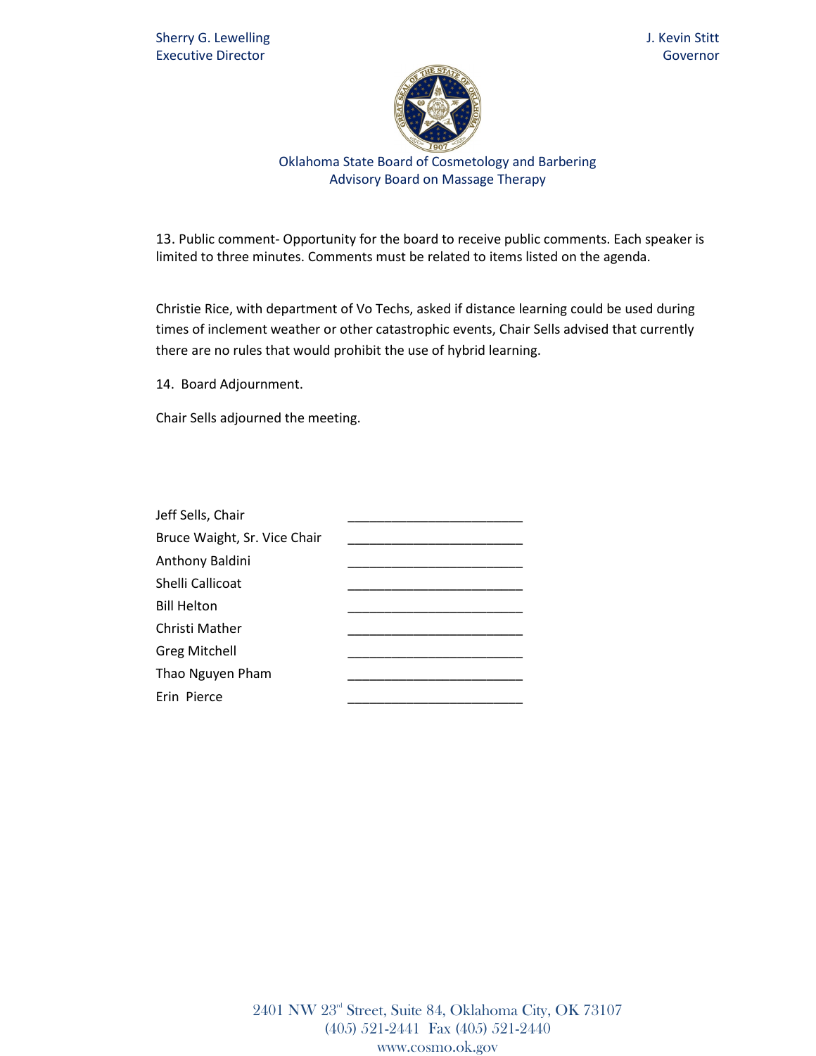Sherry G. Lewelling
Executive Director

J. Kevin Stitt
Governor

Oklahoma State Board of Cosmetology and Barbering
Advisory Board on Massage Therapy

13. Public comment- Opportunity for the board to receive public comments. Each speaker is limited to three minutes. Comments must be related to items listed on the agenda.

Christie Rice, with department of Vo Techs, asked if distance learning could be used during times of inclement weather or other catastrophic events, Chair Sells advised that currently there are no rules that would prohibit the use of hybrid learning.

14. Board Adjournment.

Chair Sells adjourned the meeting.

| | |
|---|---|
| Jeff Sells, Chair | ________________________ |
| Bruce Waight, Sr. Vice Chair | ________________________ |
| Anthony Baldini | ________________________ |
| Shelli Callicoat | ________________________ |
| Bill Helton | ________________________ |
| Christi Mather | ________________________ |
| Greg Mitchell | ________________________ |
| Thao Nguyen Pham | ________________________ |
| Erin Pierce | ________________________ |

2401 NW 23rd Street, Suite 84, Oklahoma City, OK 73107
(405) 521-2441 Fax (405) 521-2440
www.cosmo.ok.gov